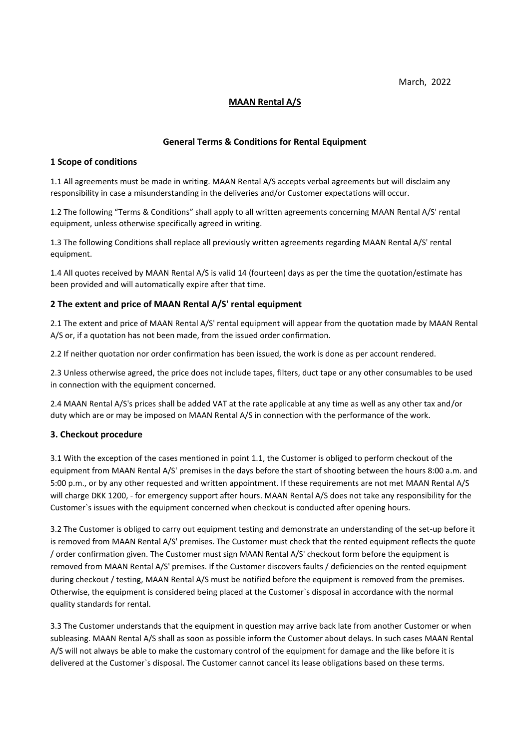March, 2022

# MAAN Rental A/S

## General Terms & Conditions for Rental Equipment

### 1 Scope of conditions

1.1 All agreements must be made in writing. MAAN Rental A/S accepts verbal agreements but will disclaim any responsibility in case a misunderstanding in the deliveries and/or Customer expectations will occur.

1.2 The following "Terms & Conditions" shall apply to all written agreements concerning MAAN Rental A/S' rental equipment, unless otherwise specifically agreed in writing.

1.3 The following Conditions shall replace all previously written agreements regarding MAAN Rental A/S' rental equipment.

1.4 All quotes received by MAAN Rental A/S is valid 14 (fourteen) days as per the time the quotation/estimate has been provided and will automatically expire after that time.

### 2 The extent and price of MAAN Rental A/S' rental equipment

2.1 The extent and price of MAAN Rental A/S' rental equipment will appear from the quotation made by MAAN Rental A/S or, if a quotation has not been made, from the issued order confirmation.

2.2 If neither quotation nor order confirmation has been issued, the work is done as per account rendered.

2.3 Unless otherwise agreed, the price does not include tapes, filters, duct tape or any other consumables to be used in connection with the equipment concerned.

2.4 MAAN Rental A/S's prices shall be added VAT at the rate applicable at any time as well as any other tax and/or duty which are or may be imposed on MAAN Rental A/S in connection with the performance of the work.

### 3. Checkout procedure

3.1 With the exception of the cases mentioned in point 1.1, the Customer is obliged to perform checkout of the equipment from MAAN Rental A/S' premises in the days before the start of shooting between the hours 8:00 a.m. and 5:00 p.m., or by any other requested and written appointment. If these requirements are not met MAAN Rental A/S will charge DKK 1200, - for emergency support after hours. MAAN Rental A/S does not take any responsibility for the Customer`s issues with the equipment concerned when checkout is conducted after opening hours.

3.2 The Customer is obliged to carry out equipment testing and demonstrate an understanding of the set-up before it is removed from MAAN Rental A/S' premises. The Customer must check that the rented equipment reflects the quote / order confirmation given. The Customer must sign MAAN Rental A/S' checkout form before the equipment is removed from MAAN Rental A/S' premises. If the Customer discovers faults / deficiencies on the rented equipment during checkout / testing, MAAN Rental A/S must be notified before the equipment is removed from the premises. Otherwise, the equipment is considered being placed at the Customer`s disposal in accordance with the normal quality standards for rental.

3.3 The Customer understands that the equipment in question may arrive back late from another Customer or when subleasing. MAAN Rental A/S shall as soon as possible inform the Customer about delays. In such cases MAAN Rental A/S will not always be able to make the customary control of the equipment for damage and the like before it is delivered at the Customer`s disposal. The Customer cannot cancel its lease obligations based on these terms.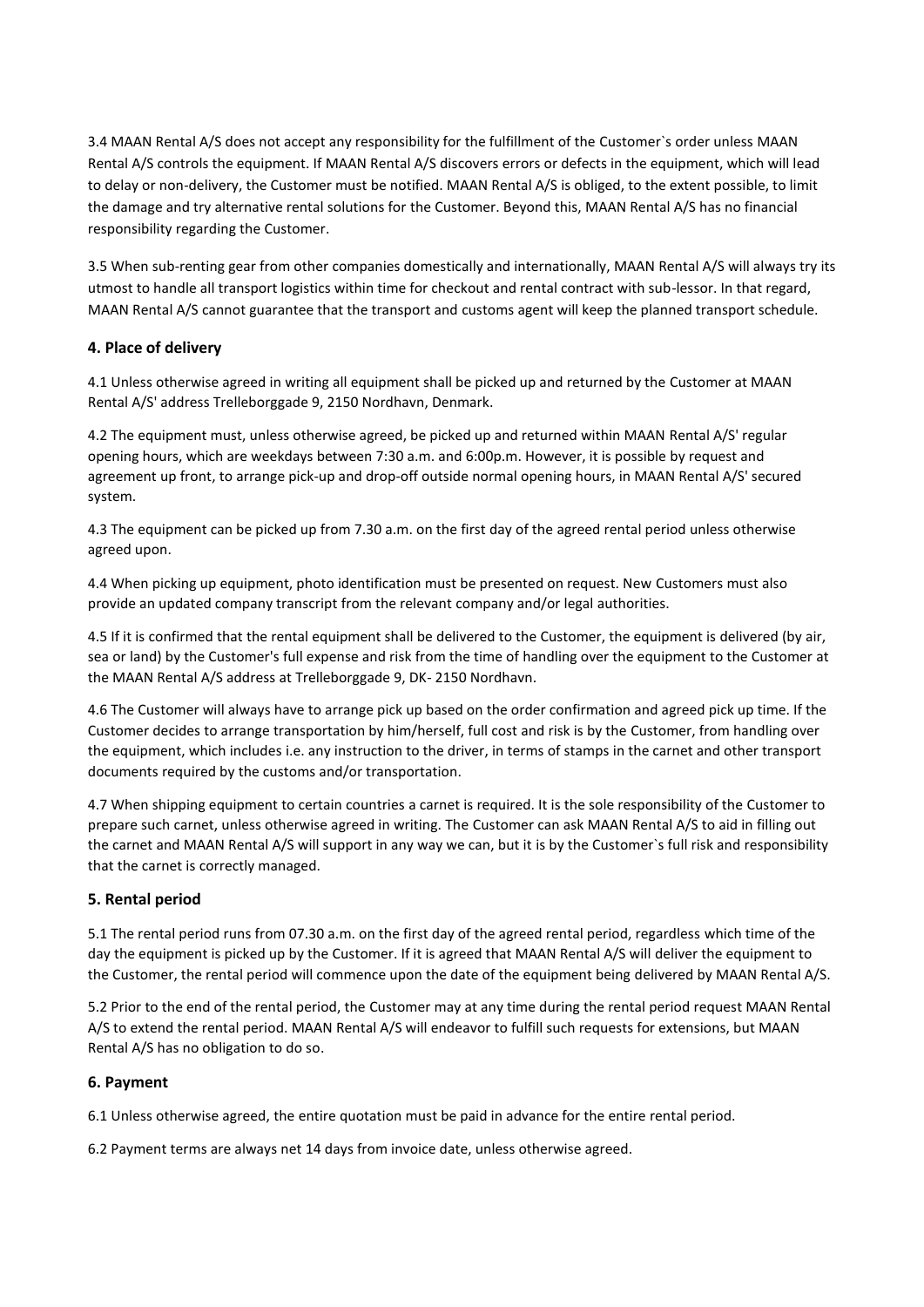3.4 MAAN Rental A/S does not accept any responsibility for the fulfillment of the Customer`s order unless MAAN Rental A/S controls the equipment. If MAAN Rental A/S discovers errors or defects in the equipment, which will lead to delay or non-delivery, the Customer must be notified. MAAN Rental A/S is obliged, to the extent possible, to limit the damage and try alternative rental solutions for the Customer. Beyond this, MAAN Rental A/S has no financial responsibility regarding the Customer.

3.5 When sub-renting gear from other companies domestically and internationally, MAAN Rental A/S will always try its utmost to handle all transport logistics within time for checkout and rental contract with sub-lessor. In that regard, MAAN Rental A/S cannot guarantee that the transport and customs agent will keep the planned transport schedule.

### 4. Place of delivery

4.1 Unless otherwise agreed in writing all equipment shall be picked up and returned by the Customer at MAAN Rental A/S' address Trelleborggade 9, 2150 Nordhavn, Denmark.

4.2 The equipment must, unless otherwise agreed, be picked up and returned within MAAN Rental A/S' regular opening hours, which are weekdays between 7:30 a.m. and 6:00p.m. However, it is possible by request and agreement up front, to arrange pick-up and drop-off outside normal opening hours, in MAAN Rental A/S' secured system.

4.3 The equipment can be picked up from 7.30 a.m. on the first day of the agreed rental period unless otherwise agreed upon.

4.4 When picking up equipment, photo identification must be presented on request. New Customers must also provide an updated company transcript from the relevant company and/or legal authorities.

4.5 If it is confirmed that the rental equipment shall be delivered to the Customer, the equipment is delivered (by air, sea or land) by the Customer's full expense and risk from the time of handling over the equipment to the Customer at the MAAN Rental A/S address at Trelleborggade 9, DK- 2150 Nordhavn.

4.6 The Customer will always have to arrange pick up based on the order confirmation and agreed pick up time. If the Customer decides to arrange transportation by him/herself, full cost and risk is by the Customer, from handling over the equipment, which includes i.e. any instruction to the driver, in terms of stamps in the carnet and other transport documents required by the customs and/or transportation.

4.7 When shipping equipment to certain countries a carnet is required. It is the sole responsibility of the Customer to prepare such carnet, unless otherwise agreed in writing. The Customer can ask MAAN Rental A/S to aid in filling out the carnet and MAAN Rental A/S will support in any way we can, but it is by the Customer`s full risk and responsibility that the carnet is correctly managed.

### 5. Rental period

5.1 The rental period runs from 07.30 a.m. on the first day of the agreed rental period, regardless which time of the day the equipment is picked up by the Customer. If it is agreed that MAAN Rental A/S will deliver the equipment to the Customer, the rental period will commence upon the date of the equipment being delivered by MAAN Rental A/S.

5.2 Prior to the end of the rental period, the Customer may at any time during the rental period request MAAN Rental A/S to extend the rental period. MAAN Rental A/S will endeavor to fulfill such requests for extensions, but MAAN Rental A/S has no obligation to do so.

### 6. Payment

6.1 Unless otherwise agreed, the entire quotation must be paid in advance for the entire rental period.

6.2 Payment terms are always net 14 days from invoice date, unless otherwise agreed.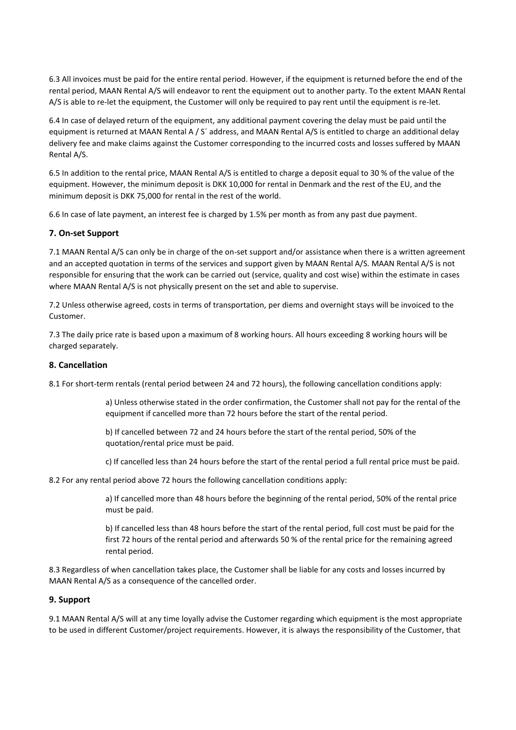6.3 All invoices must be paid for the entire rental period. However, if the equipment is returned before the end of the rental period, MAAN Rental A/S will endeavor to rent the equipment out to another party. To the extent MAAN Rental A/S is able to re-let the equipment, the Customer will only be required to pay rent until the equipment is re-let.

6.4 In case of delayed return of the equipment, any additional payment covering the delay must be paid until the equipment is returned at MAAN Rental A / S´ address, and MAAN Rental A/S is entitled to charge an additional delay delivery fee and make claims against the Customer corresponding to the incurred costs and losses suffered by MAAN Rental A/S.

6.5 In addition to the rental price, MAAN Rental A/S is entitled to charge a deposit equal to 30 % of the value of the equipment. However, the minimum deposit is DKK 10,000 for rental in Denmark and the rest of the EU, and the minimum deposit is DKK 75,000 for rental in the rest of the world.

6.6 In case of late payment, an interest fee is charged by 1.5% per month as from any past due payment.

## 7. On-set Support

7.1 MAAN Rental A/S can only be in charge of the on-set support and/or assistance when there is a written agreement and an accepted quotation in terms of the services and support given by MAAN Rental A/S. MAAN Rental A/S is not responsible for ensuring that the work can be carried out (service, quality and cost wise) within the estimate in cases where MAAN Rental A/S is not physically present on the set and able to supervise.

7.2 Unless otherwise agreed, costs in terms of transportation, per diems and overnight stays will be invoiced to the Customer.

7.3 The daily price rate is based upon a maximum of 8 working hours. All hours exceeding 8 working hours will be charged separately.

## 8. Cancellation

8.1 For short-term rentals (rental period between 24 and 72 hours), the following cancellation conditions apply:

> a) Unless otherwise stated in the order confirmation, the Customer shall not pay for the rental of the equipment if cancelled more than 72 hours before the start of the rental period.
>
> b) If cancelled between 72 and 24 hours before the start of the rental period, 50% of the quotation/rental price must be paid.
>
> c) If cancelled less than 24 hours before the start of the rental period a full rental price must be paid.

8.2 For any rental period above 72 hours the following cancellation conditions apply:

> a) If cancelled more than 48 hours before the beginning of the rental period, 50% of the rental price must be paid.
>
> b) If cancelled less than 48 hours before the start of the rental period, full cost must be paid for the first 72 hours of the rental period and afterwards 50 % of the rental price for the remaining agreed rental period.

8.3 Regardless of when cancellation takes place, the Customer shall be liable for any costs and losses incurred by MAAN Rental A/S as a consequence of the cancelled order.

## 9. Support

9.1 MAAN Rental A/S will at any time loyally advise the Customer regarding which equipment is the most appropriate to be used in different Customer/project requirements. However, it is always the responsibility of the Customer, that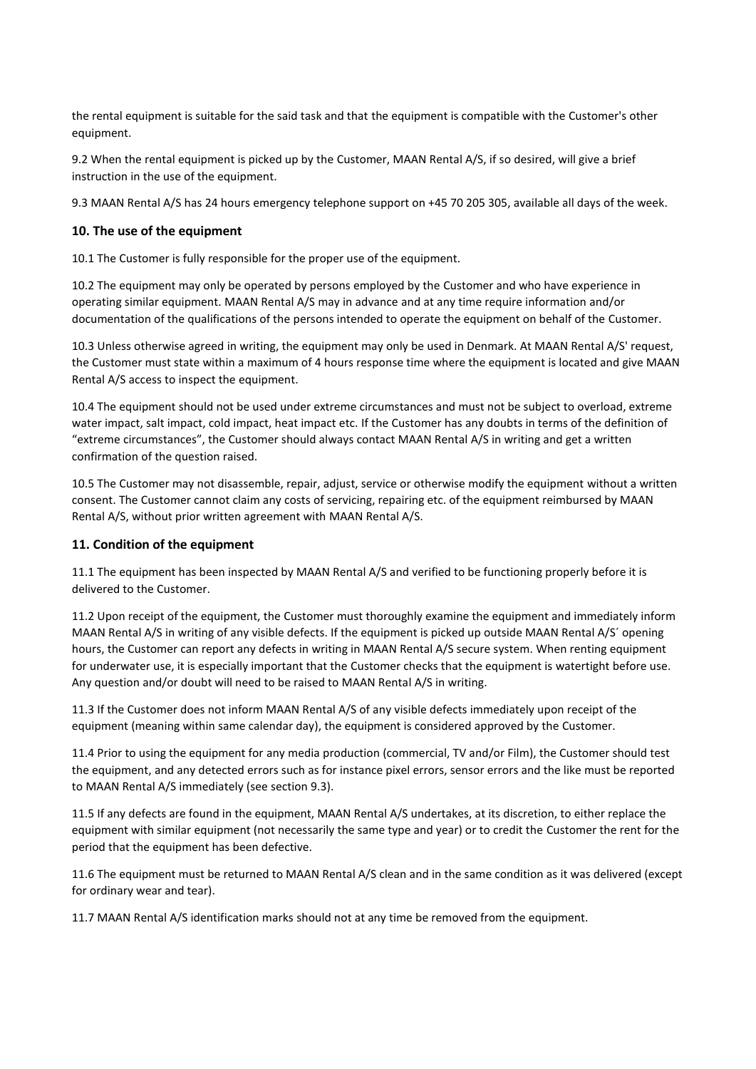the rental equipment is suitable for the said task and that the equipment is compatible with the Customer's other equipment.

9.2 When the rental equipment is picked up by the Customer, MAAN Rental A/S, if so desired, will give a brief instruction in the use of the equipment.

9.3 MAAN Rental A/S has 24 hours emergency telephone support on +45 70 205 305, available all days of the week.

### 10. The use of the equipment

10.1 The Customer is fully responsible for the proper use of the equipment.

10.2 The equipment may only be operated by persons employed by the Customer and who have experience in operating similar equipment. MAAN Rental A/S may in advance and at any time require information and/or documentation of the qualifications of the persons intended to operate the equipment on behalf of the Customer.

10.3 Unless otherwise agreed in writing, the equipment may only be used in Denmark. At MAAN Rental A/S' request, the Customer must state within a maximum of 4 hours response time where the equipment is located and give MAAN Rental A/S access to inspect the equipment.

10.4 The equipment should not be used under extreme circumstances and must not be subject to overload, extreme water impact, salt impact, cold impact, heat impact etc. If the Customer has any doubts in terms of the definition of “extreme circumstances”, the Customer should always contact MAAN Rental A/S in writing and get a written confirmation of the question raised.

10.5 The Customer may not disassemble, repair, adjust, service or otherwise modify the equipment without a written consent. The Customer cannot claim any costs of servicing, repairing etc. of the equipment reimbursed by MAAN Rental A/S, without prior written agreement with MAAN Rental A/S.

### 11. Condition of the equipment

11.1 The equipment has been inspected by MAAN Rental A/S and verified to be functioning properly before it is delivered to the Customer.

11.2 Upon receipt of the equipment, the Customer must thoroughly examine the equipment and immediately inform MAAN Rental A/S in writing of any visible defects. If the equipment is picked up outside MAAN Rental A/S´ opening hours, the Customer can report any defects in writing in MAAN Rental A/S secure system. When renting equipment for underwater use, it is especially important that the Customer checks that the equipment is watertight before use. Any question and/or doubt will need to be raised to MAAN Rental A/S in writing.

11.3 If the Customer does not inform MAAN Rental A/S of any visible defects immediately upon receipt of the equipment (meaning within same calendar day), the equipment is considered approved by the Customer.

11.4 Prior to using the equipment for any media production (commercial, TV and/or Film), the Customer should test the equipment, and any detected errors such as for instance pixel errors, sensor errors and the like must be reported to MAAN Rental A/S immediately (see section 9.3).

11.5 If any defects are found in the equipment, MAAN Rental A/S undertakes, at its discretion, to either replace the equipment with similar equipment (not necessarily the same type and year) or to credit the Customer the rent for the period that the equipment has been defective.

11.6 The equipment must be returned to MAAN Rental A/S clean and in the same condition as it was delivered (except for ordinary wear and tear).

11.7 MAAN Rental A/S identification marks should not at any time be removed from the equipment.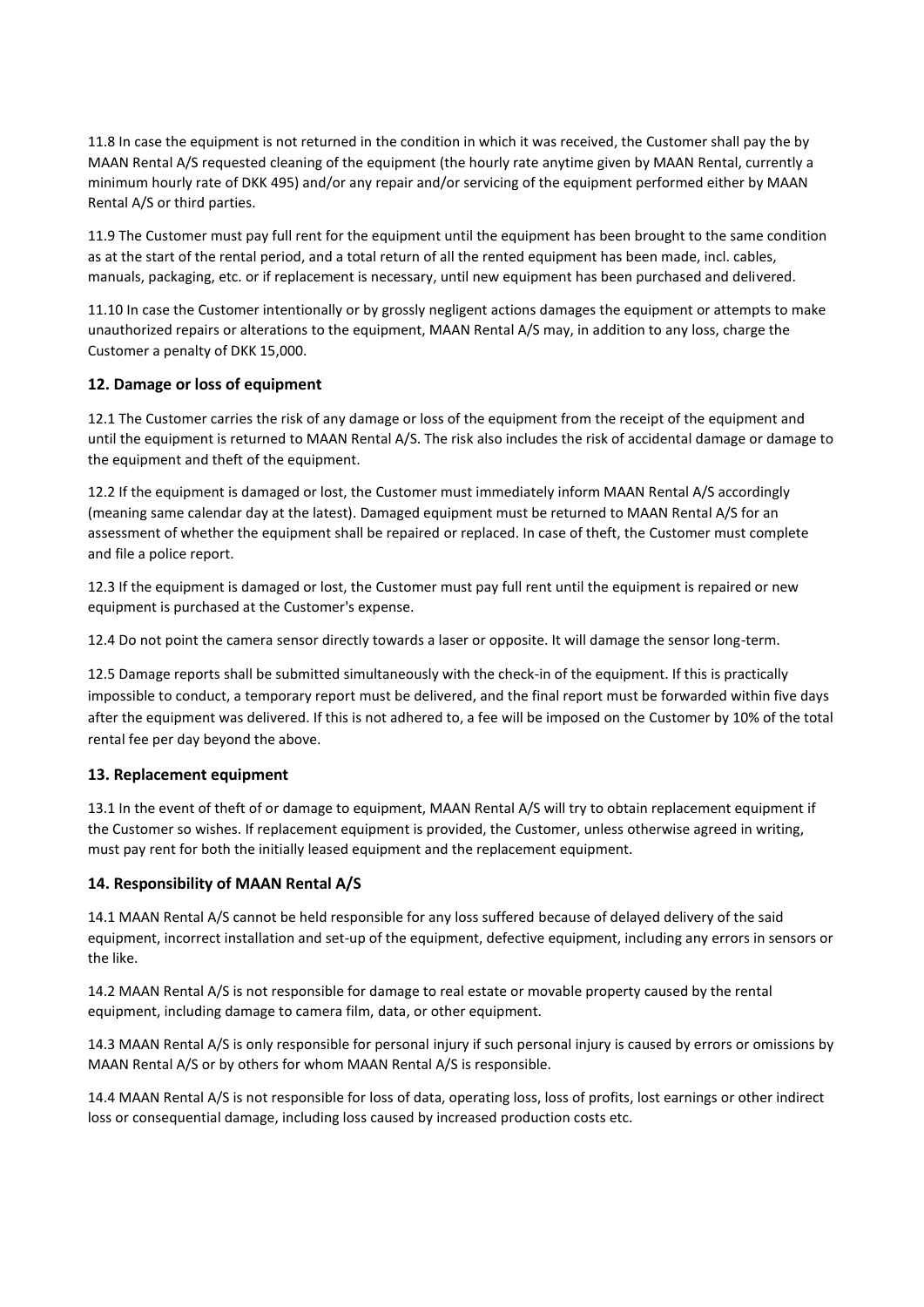11.8 In case the equipment is not returned in the condition in which it was received, the Customer shall pay the by MAAN Rental A/S requested cleaning of the equipment (the hourly rate anytime given by MAAN Rental, currently a minimum hourly rate of DKK 495) and/or any repair and/or servicing of the equipment performed either by MAAN Rental A/S or third parties.

11.9 The Customer must pay full rent for the equipment until the equipment has been brought to the same condition as at the start of the rental period, and a total return of all the rented equipment has been made, incl. cables, manuals, packaging, etc. or if replacement is necessary, until new equipment has been purchased and delivered.

11.10 In case the Customer intentionally or by grossly negligent actions damages the equipment or attempts to make unauthorized repairs or alterations to the equipment, MAAN Rental A/S may, in addition to any loss, charge the Customer a penalty of DKK 15,000.

### 12. Damage or loss of equipment

12.1 The Customer carries the risk of any damage or loss of the equipment from the receipt of the equipment and until the equipment is returned to MAAN Rental A/S. The risk also includes the risk of accidental damage or damage to the equipment and theft of the equipment.

12.2 If the equipment is damaged or lost, the Customer must immediately inform MAAN Rental A/S accordingly (meaning same calendar day at the latest). Damaged equipment must be returned to MAAN Rental A/S for an assessment of whether the equipment shall be repaired or replaced. In case of theft, the Customer must complete and file a police report.

12.3 If the equipment is damaged or lost, the Customer must pay full rent until the equipment is repaired or new equipment is purchased at the Customer's expense.

12.4 Do not point the camera sensor directly towards a laser or opposite. It will damage the sensor long-term.

12.5 Damage reports shall be submitted simultaneously with the check-in of the equipment. If this is practically impossible to conduct, a temporary report must be delivered, and the final report must be forwarded within five days after the equipment was delivered. If this is not adhered to, a fee will be imposed on the Customer by 10% of the total rental fee per day beyond the above.

### 13. Replacement equipment

13.1 In the event of theft of or damage to equipment, MAAN Rental A/S will try to obtain replacement equipment if the Customer so wishes. If replacement equipment is provided, the Customer, unless otherwise agreed in writing, must pay rent for both the initially leased equipment and the replacement equipment.

### 14. Responsibility of MAAN Rental A/S

14.1 MAAN Rental A/S cannot be held responsible for any loss suffered because of delayed delivery of the said equipment, incorrect installation and set-up of the equipment, defective equipment, including any errors in sensors or the like.

14.2 MAAN Rental A/S is not responsible for damage to real estate or movable property caused by the rental equipment, including damage to camera film, data, or other equipment.

14.3 MAAN Rental A/S is only responsible for personal injury if such personal injury is caused by errors or omissions by MAAN Rental A/S or by others for whom MAAN Rental A/S is responsible.

14.4 MAAN Rental A/S is not responsible for loss of data, operating loss, loss of profits, lost earnings or other indirect loss or consequential damage, including loss caused by increased production costs etc.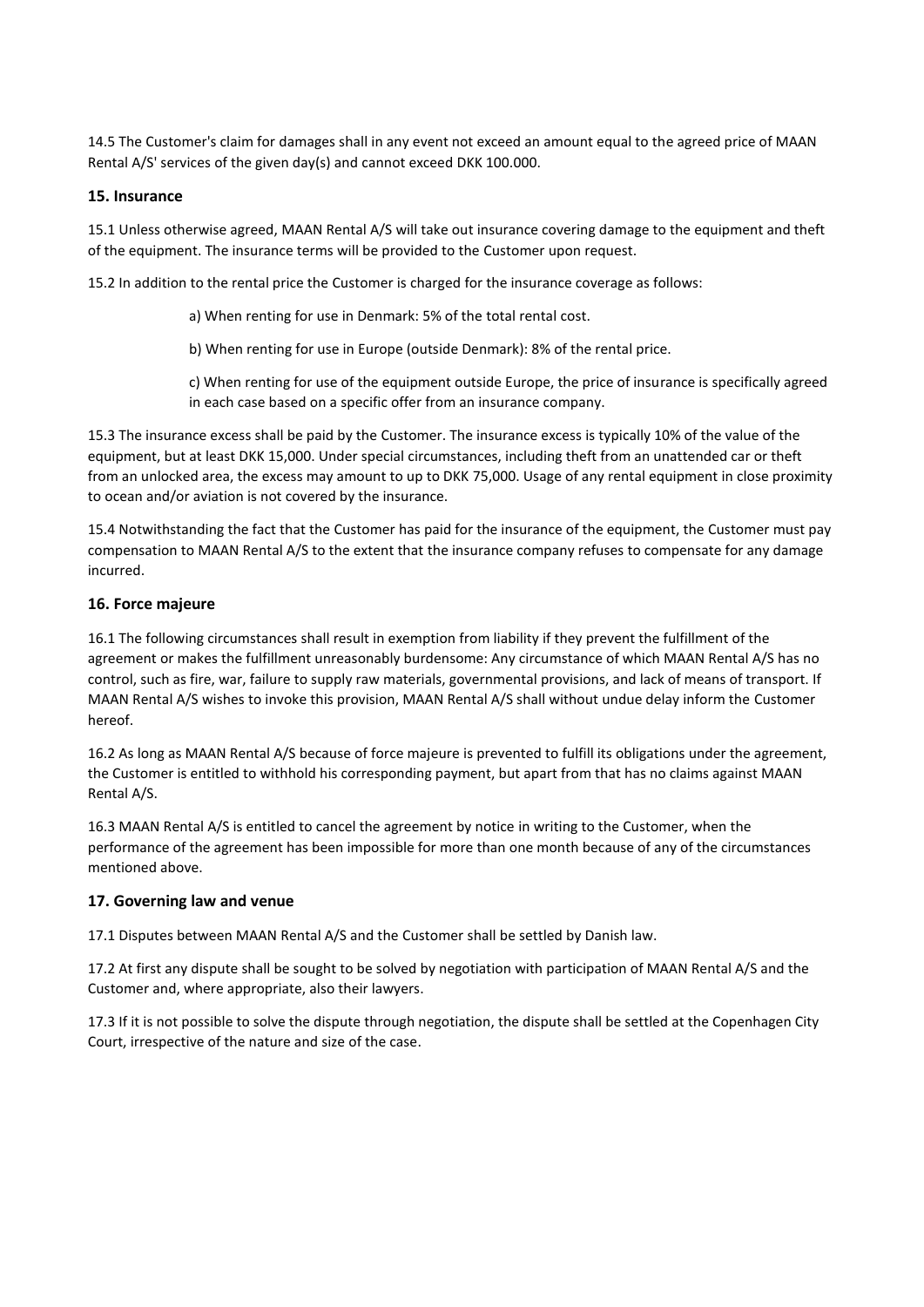14.5 The Customer's claim for damages shall in any event not exceed an amount equal to the agreed price of MAAN Rental A/S' services of the given day(s) and cannot exceed DKK 100.000.

## 15. Insurance

15.1 Unless otherwise agreed, MAAN Rental A/S will take out insurance covering damage to the equipment and theft of the equipment. The insurance terms will be provided to the Customer upon request.

15.2 In addition to the rental price the Customer is charged for the insurance coverage as follows:

a) When renting for use in Denmark: 5% of the total rental cost.

b) When renting for use in Europe (outside Denmark): 8% of the rental price.

c) When renting for use of the equipment outside Europe, the price of insurance is specifically agreed in each case based on a specific offer from an insurance company.

15.3 The insurance excess shall be paid by the Customer. The insurance excess is typically 10% of the value of the equipment, but at least DKK 15,000. Under special circumstances, including theft from an unattended car or theft from an unlocked area, the excess may amount to up to DKK 75,000. Usage of any rental equipment in close proximity to ocean and/or aviation is not covered by the insurance.

15.4 Notwithstanding the fact that the Customer has paid for the insurance of the equipment, the Customer must pay compensation to MAAN Rental A/S to the extent that the insurance company refuses to compensate for any damage incurred.

## 16. Force majeure

16.1 The following circumstances shall result in exemption from liability if they prevent the fulfillment of the agreement or makes the fulfillment unreasonably burdensome: Any circumstance of which MAAN Rental A/S has no control, such as fire, war, failure to supply raw materials, governmental provisions, and lack of means of transport. If MAAN Rental A/S wishes to invoke this provision, MAAN Rental A/S shall without undue delay inform the Customer hereof.

16.2 As long as MAAN Rental A/S because of force majeure is prevented to fulfill its obligations under the agreement, the Customer is entitled to withhold his corresponding payment, but apart from that has no claims against MAAN Rental A/S.

16.3 MAAN Rental A/S is entitled to cancel the agreement by notice in writing to the Customer, when the performance of the agreement has been impossible for more than one month because of any of the circumstances mentioned above.

## 17. Governing law and venue

17.1 Disputes between MAAN Rental A/S and the Customer shall be settled by Danish law.

17.2 At first any dispute shall be sought to be solved by negotiation with participation of MAAN Rental A/S and the Customer and, where appropriate, also their lawyers.

17.3 If it is not possible to solve the dispute through negotiation, the dispute shall be settled at the Copenhagen City Court, irrespective of the nature and size of the case.